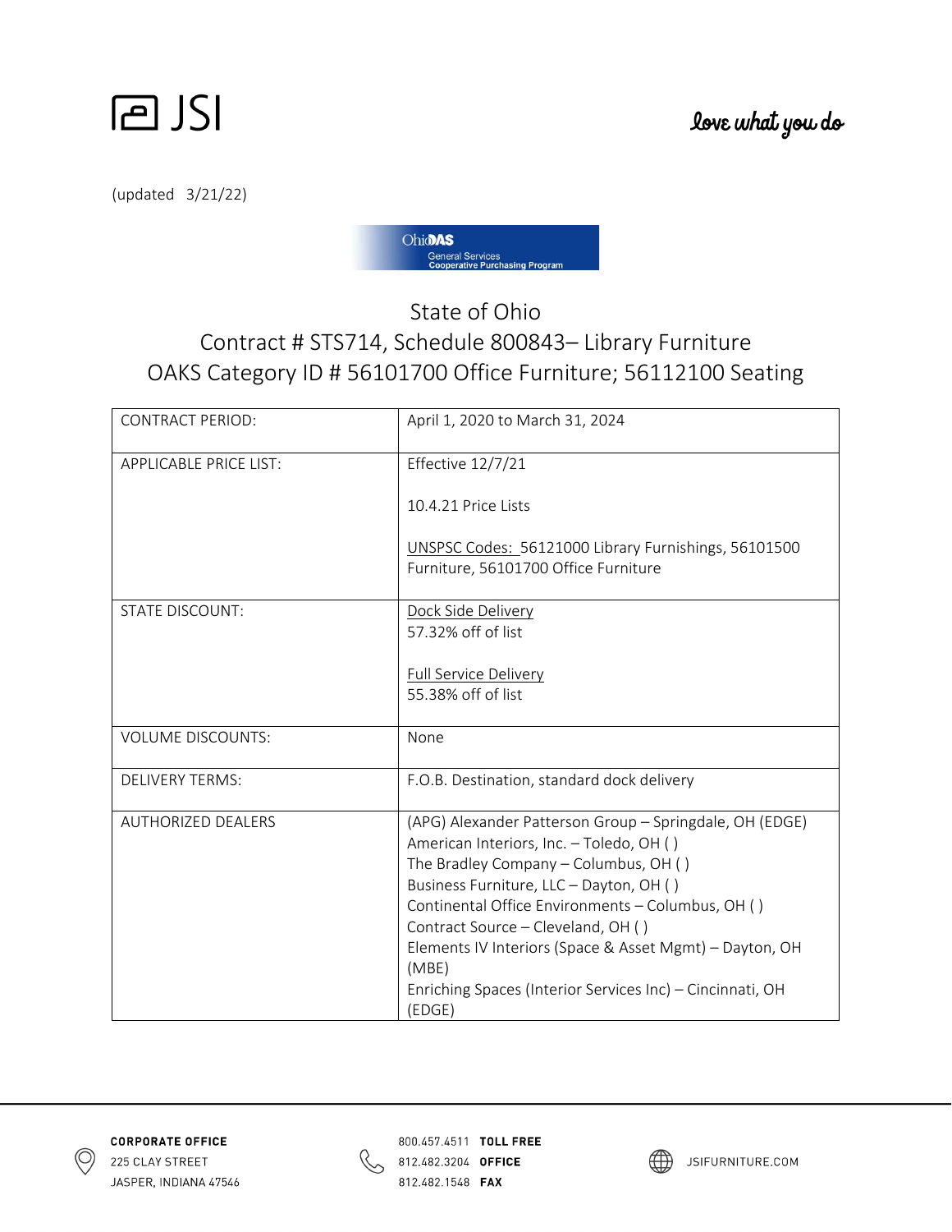JSI

love what you do

(updated 3/21/22)

OhioDAS General Services Cooperative Purchasing Program

# State of Ohio
## Contract # STS714, Schedule 800843– Library Furniture
## OAKS Category ID # 56101700 Office Furniture; 56112100 Seating

| | |
|---|---|
| CONTRACT PERIOD: | April 1, 2020 to March 31, 2024 |
| APPLICABLE PRICE LIST: | Effective 12/7/21<br><br>10.4.21 Price Lists<br><br>UNSPSC Codes: 56121000 Library Furnishings, 56101500 Furniture, 56101700 Office Furniture |
| STATE DISCOUNT: | Dock Side Delivery<br>57.32% off of list<br><br>Full Service Delivery<br>55.38% off of list |
| VOLUME DISCOUNTS: | None |
| DELIVERY TERMS: | F.O.B. Destination, standard dock delivery |
| AUTHORIZED DEALERS | (APG) Alexander Patterson Group – Springdale, OH (EDGE)<br>American Interiors, Inc. – Toledo, OH ( )<br>The Bradley Company – Columbus, OH ( )<br>Business Furniture, LLC – Dayton, OH ( )<br>Continental Office Environments – Columbus, OH ( )<br>Contract Source – Cleveland, OH ( )<br>Elements IV Interiors (Space & Asset Mgmt) – Dayton, OH (MBE)<br>Enriching Spaces (Interior Services Inc) – Cincinnati, OH (EDGE) |

**CORPORATE OFFICE**
225 CLAY STREET
JASPER, INDIANA 47546

800.457.4511 **TOLL FREE**
812.482.3204 **OFFICE**
812.482.1548 **FAX**

JSIFURNITURE.COM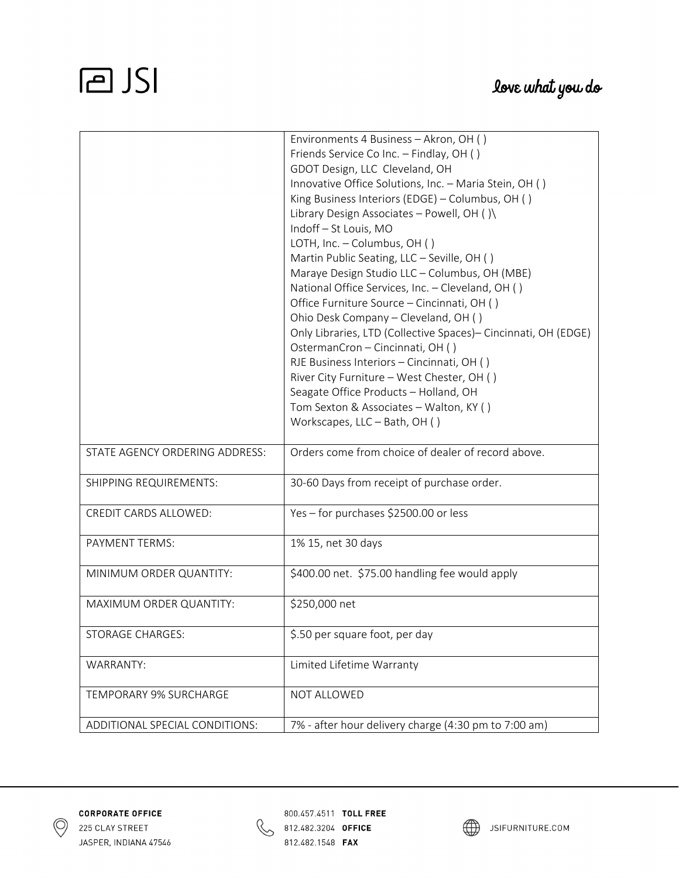| | |
|---|---|
| | Environments 4 Business – Akron, OH ( )<br>Friends Service Co Inc. – Findlay, OH ( )<br>GDOT Design, LLC  Cleveland, OH<br>Innovative Office Solutions, Inc. – Maria Stein, OH ( )<br>King Business Interiors (EDGE) – Columbus, OH ( )<br>Library Design Associates – Powell, OH ( )\<br>Indoff – St Louis, MO<br>LOTH, Inc. – Columbus, OH ( )<br>Martin Public Seating, LLC – Seville, OH ( )<br>Maraye Design Studio LLC – Columbus, OH (MBE)<br>National Office Services, Inc. – Cleveland, OH ( )<br>Office Furniture Source – Cincinnati, OH ( )<br>Ohio Desk Company – Cleveland, OH ( )<br>Only Libraries, LTD (Collective Spaces)– Cincinnati, OH (EDGE)<br>OstermanCron – Cincinnati, OH ( )<br>RJE Business Interiors – Cincinnati, OH ( )<br>River City Furniture – West Chester, OH ( )<br>Seagate Office Products – Holland, OH<br>Tom Sexton & Associates – Walton, KY ( )<br>Workscapes, LLC – Bath, OH ( ) |
| STATE AGENCY ORDERING ADDRESS: | Orders come from choice of dealer of record above. |
| SHIPPING REQUIREMENTS: | 30-60 Days from receipt of purchase order. |
| CREDIT CARDS ALLOWED: | Yes – for purchases $2500.00 or less |
| PAYMENT TERMS: | 1% 15, net 30 days |
| MINIMUM ORDER QUANTITY: | $400.00 net.  $75.00 handling fee would apply |
| MAXIMUM ORDER QUANTITY: | $250,000 net |
| STORAGE CHARGES: | $.50 per square foot, per day |
| WARRANTY: | Limited Lifetime Warranty |
| TEMPORARY 9% SURCHARGE | NOT ALLOWED |
| ADDITIONAL SPECIAL CONDITIONS: | 7% - after hour delivery charge (4:30 pm to 7:00 am) |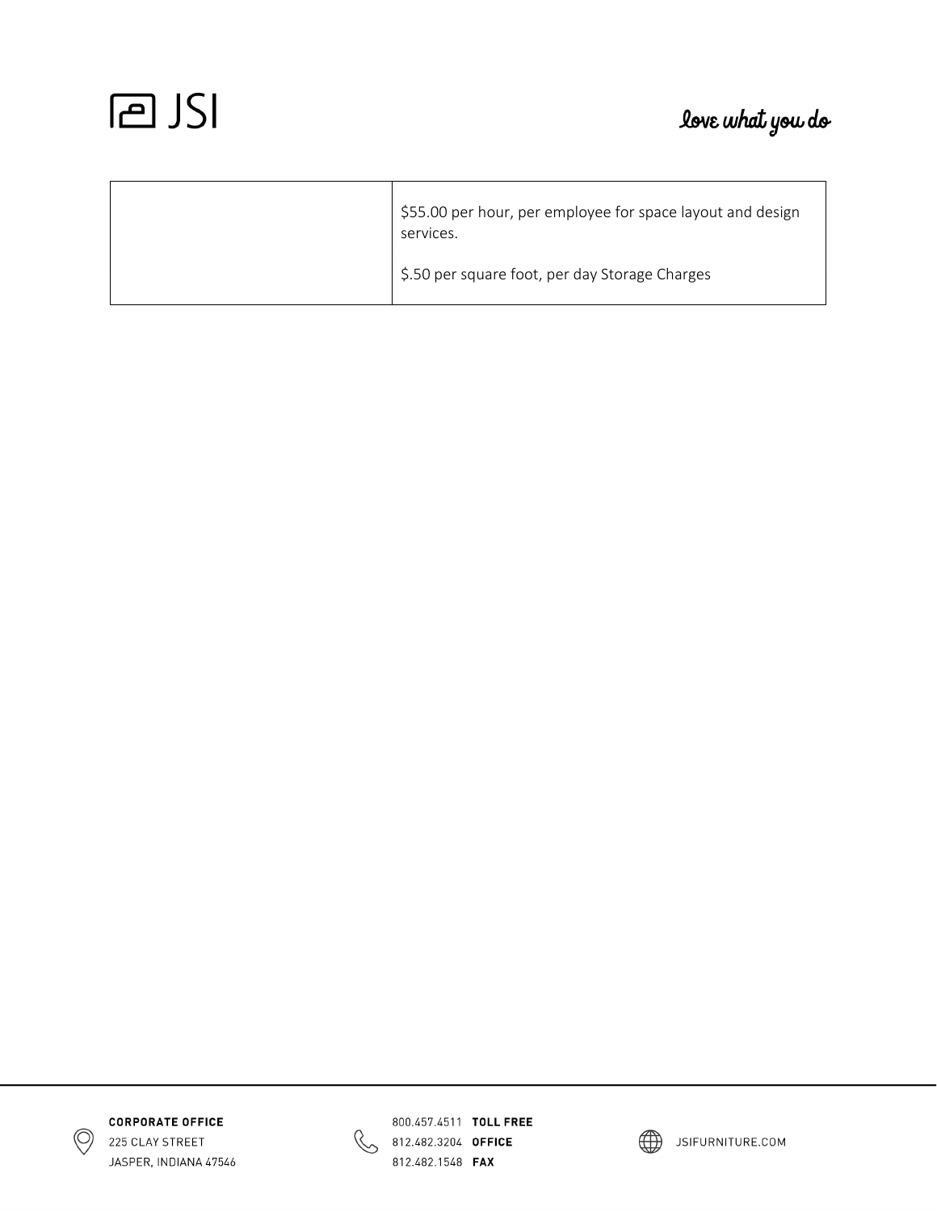| | |
|---|---|
| | $55.00 per hour, per employee for space layout and design services.<br><br>$.50 per square foot, per day Storage Charges |